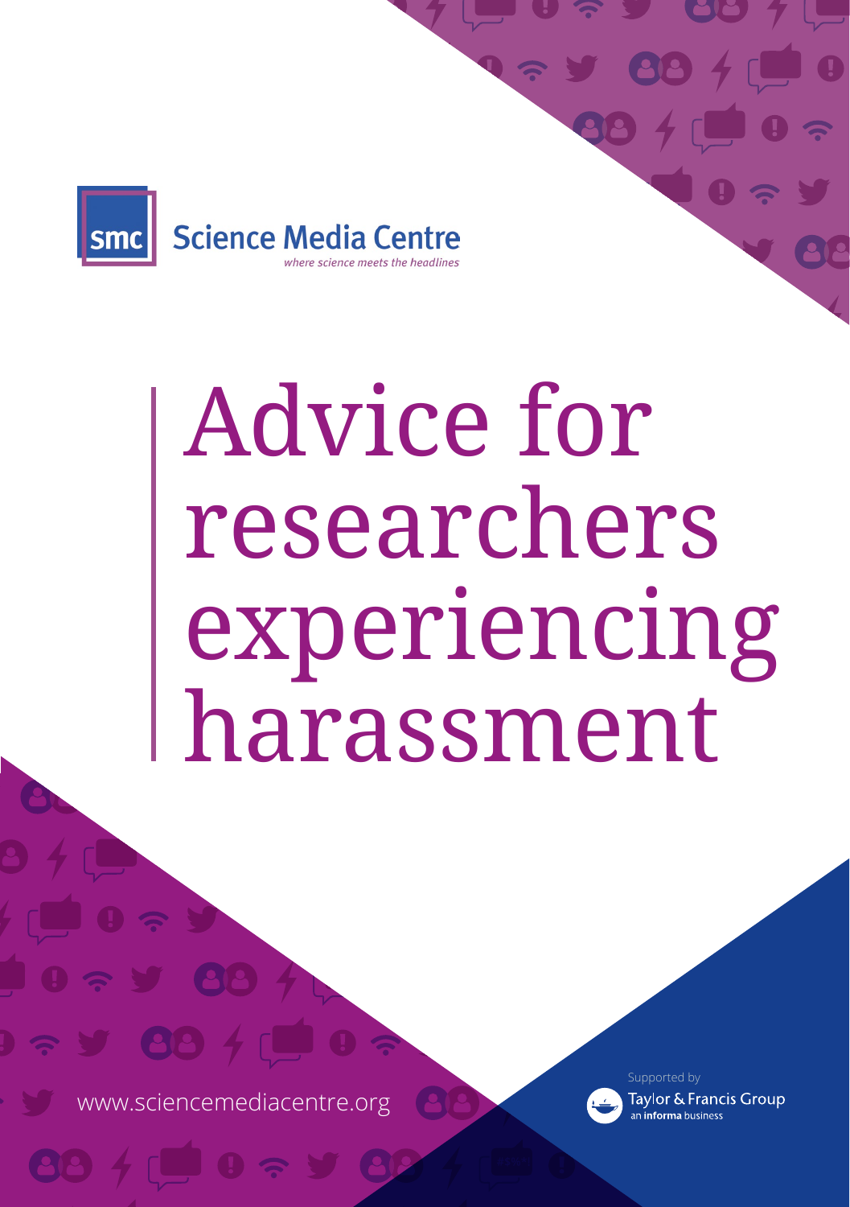Science Media Centre

*where science meets the headlines*

# Advice for researchers experiencing harassment

www.sciencemediacentre.org

Supported by

Taylor & Francis Group

an **informa** business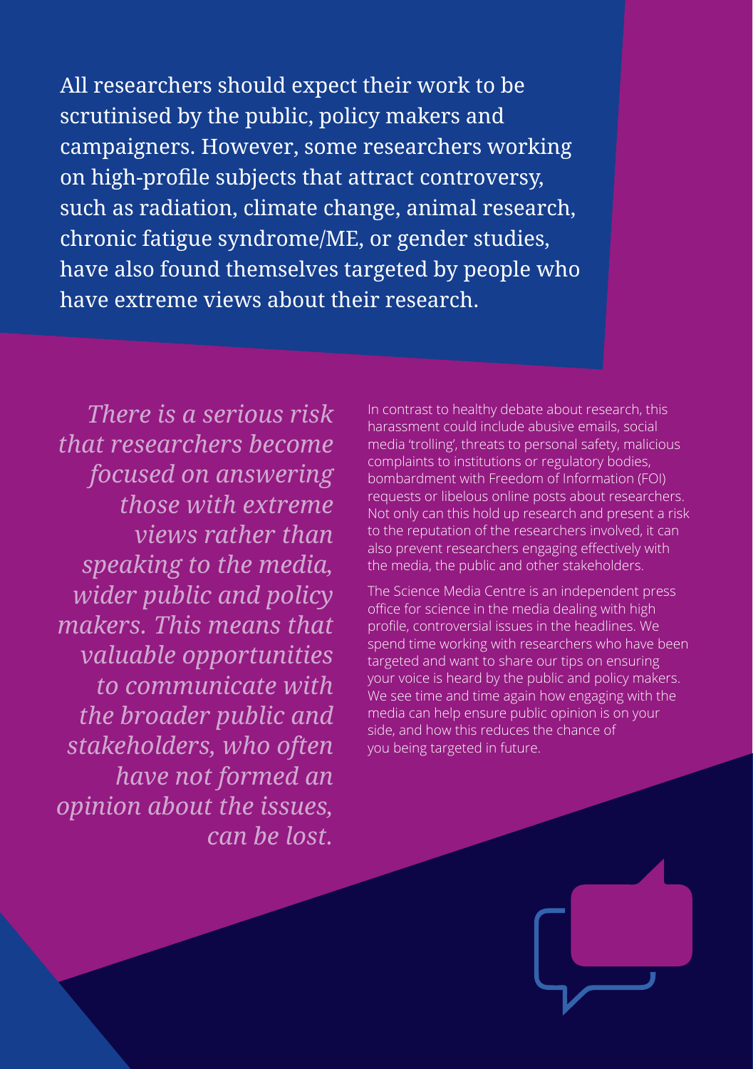All researchers should expect their work to be scrutinised by the public, policy makers and campaigners. However, some researchers working on high-profile subjects that attract controversy, such as radiation, climate change, animal research, chronic fatigue syndrome/ME, or gender studies, have also found themselves targeted by people who have extreme views about their research.

*There is a serious risk that researchers become focused on answering those with extreme views rather than speaking to the media, wider public and policy makers. This means that valuable opportunities to communicate with the broader public and stakeholders, who often have not formed an opinion about the issues, can be lost.*

In contrast to healthy debate about research, this harassment could include abusive emails, social media 'trolling', threats to personal safety, malicious complaints to institutions or regulatory bodies, bombardment with Freedom of Information (FOI) requests or libelous online posts about researchers. Not only can this hold up research and present a risk to the reputation of the researchers involved, it can also prevent researchers engaging effectively with the media, the public and other stakeholders.

The Science Media Centre is an independent press office for science in the media dealing with high profile, controversial issues in the headlines. We spend time working with researchers who have been targeted and want to share our tips on ensuring your voice is heard by the public and policy makers. We see time and time again how engaging with the media can help ensure public opinion is on your side, and how this reduces the chance of you being targeted in future.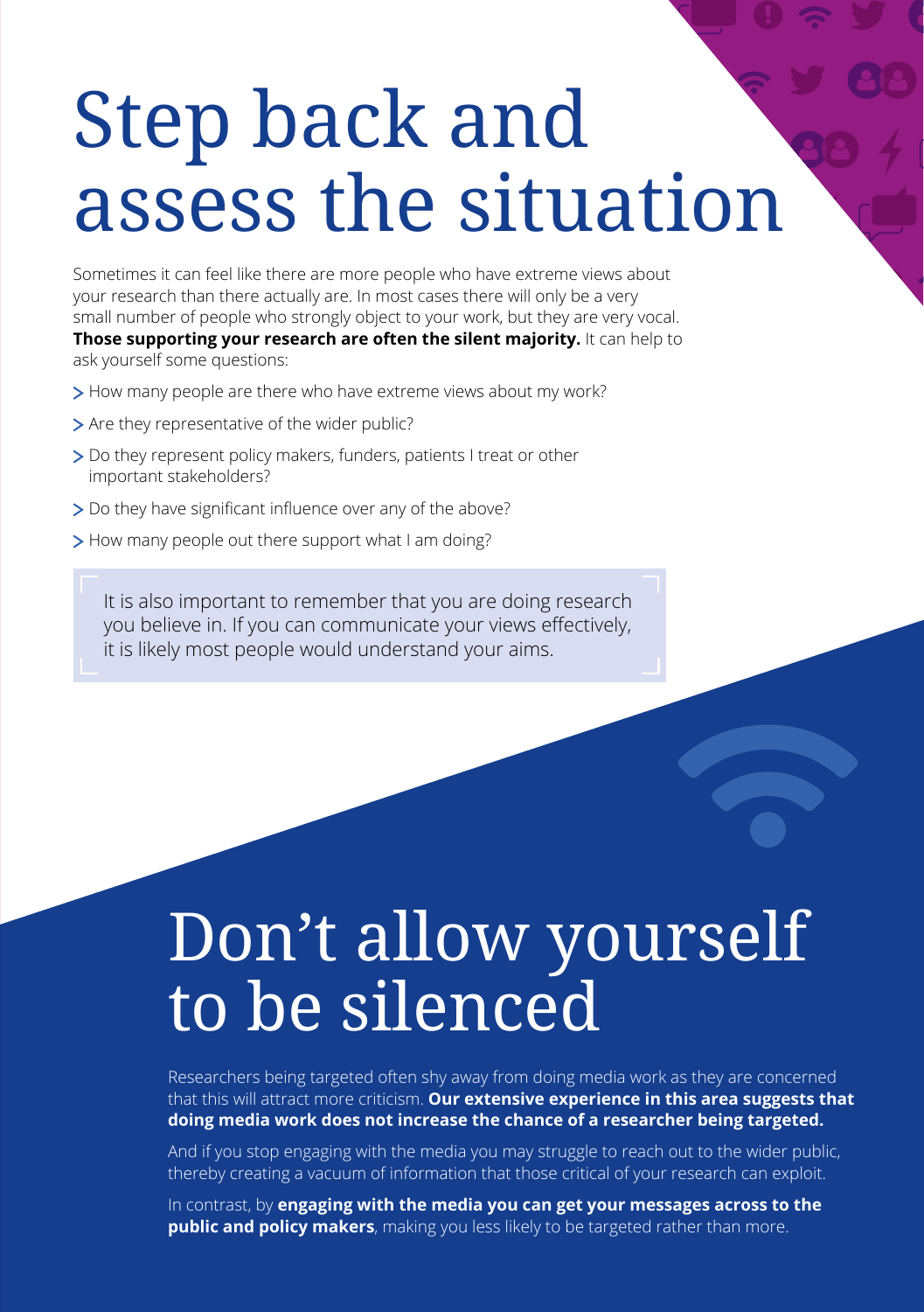# Step back and assess the situation

Sometimes it can feel like there are more people who have extreme views about your research than there actually are. In most cases there will only be a very small number of people who strongly object to your work, but they are very vocal. **Those supporting your research are often the silent majority.** It can help to ask yourself some questions:

- How many people are there who have extreme views about my work?
- Are they representative of the wider public?
- Do they represent policy makers, funders, patients I treat or other important stakeholders?
- Do they have significant influence over any of the above?
- How many people out there support what I am doing?

> It is also important to remember that you are doing research you believe in. If you can communicate your views effectively, it is likely most people would understand your aims.

# Don't allow yourself to be silenced

Researchers being targeted often shy away from doing media work as they are concerned that this will attract more criticism. **Our extensive experience in this area suggests that doing media work does not increase the chance of a researcher being targeted.**

And if you stop engaging with the media you may struggle to reach out to the wider public, thereby creating a vacuum of information that those critical of your research can exploit.

In contrast, by **engaging with the media you can get your messages across to the public and policy makers**, making you less likely to be targeted rather than more.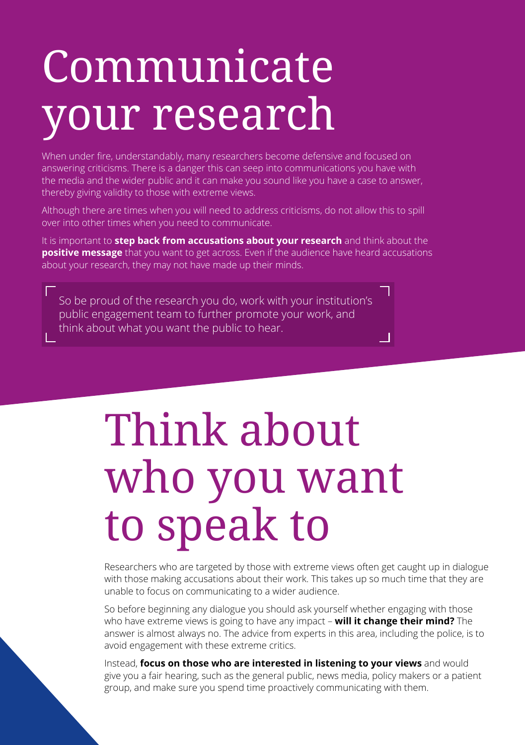# Communicate your research

When under fire, understandably, many researchers become defensive and focused on answering criticisms. There is a danger this can seep into communications you have with the media and the wider public and it can make you sound like you have a case to answer, thereby giving validity to those with extreme views.

Although there are times when you will need to address criticisms, do not allow this to spill over into other times when you need to communicate.

It is important to **step back from accusations about your research** and think about the **positive message** that you want to get across. Even if the audience have heard accusations about your research, they may not have made up their minds.

> So be proud of the research you do, work with your institution's public engagement team to further promote your work, and think about what you want the public to hear.

# Think about who you want to speak to

Researchers who are targeted by those with extreme views often get caught up in dialogue with those making accusations about their work. This takes up so much time that they are unable to focus on communicating to a wider audience.

So before beginning any dialogue you should ask yourself whether engaging with those who have extreme views is going to have any impact – **will it change their mind?** The answer is almost always no. The advice from experts in this area, including the police, is to avoid engagement with these extreme critics.

Instead, **focus on those who are interested in listening to your views** and would give you a fair hearing, such as the general public, news media, policy makers or a patient group, and make sure you spend time proactively communicating with them.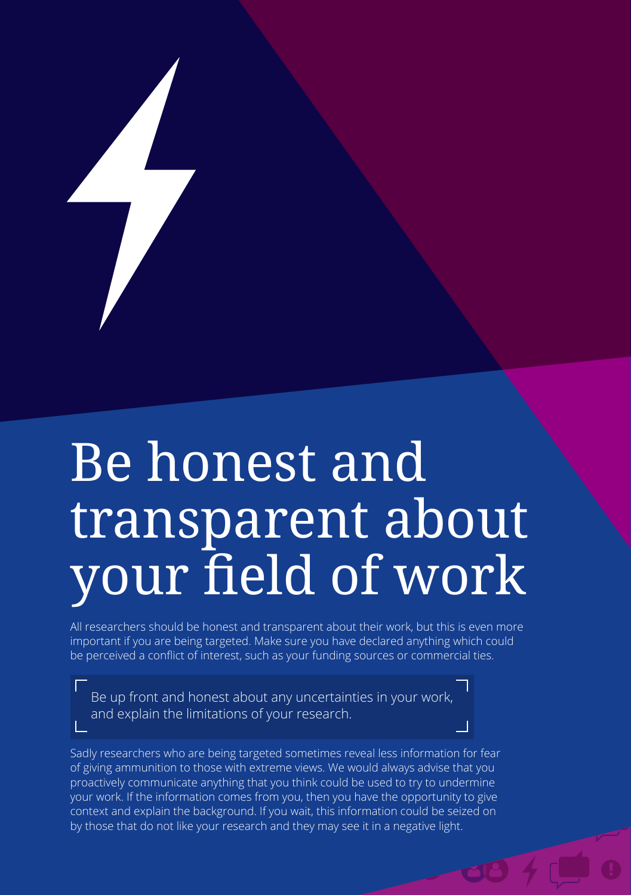# Be honest and transparent about your field of work

All researchers should be honest and transparent about their work, but this is even more important if you are being targeted. Make sure you have declared anything which could be perceived a conflict of interest, such as your funding sources or commercial ties.

> Be up front and honest about any uncertainties in your work, and explain the limitations of your research.

Sadly researchers who are being targeted sometimes reveal less information for fear of giving ammunition to those with extreme views. We would always advise that you proactively communicate anything that you think could be used to try to undermine your work. If the information comes from you, then you have the opportunity to give context and explain the background. If you wait, this information could be seized on by those that do not like your research and they may see it in a negative light.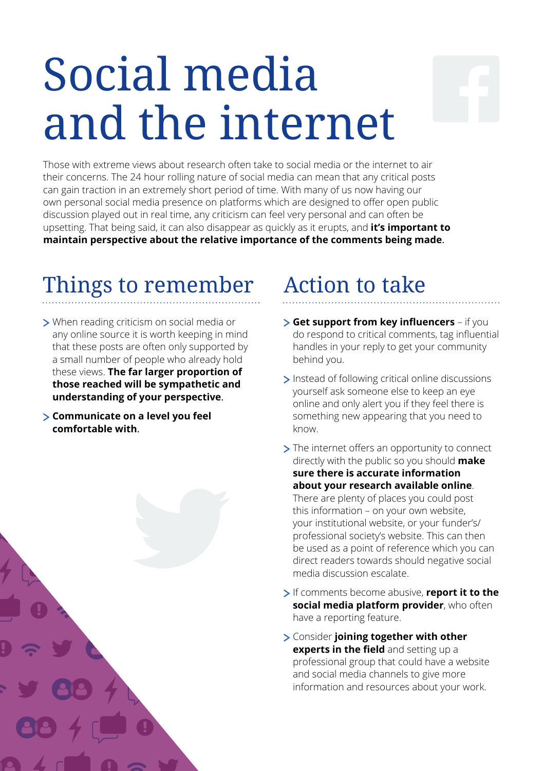# Social media and the internet

Those with extreme views about research often take to social media or the internet to air their concerns. The 24 hour rolling nature of social media can mean that any critical posts can gain traction in an extremely short period of time. With many of us now having our own personal social media presence on platforms which are designed to offer open public discussion played out in real time, any criticism can feel very personal and can often be upsetting. That being said, it can also disappear as quickly as it erupts, and **it's important to maintain perspective about the relative importance of the comments being made**.

## Things to remember

- When reading criticism on social media or any online source it is worth keeping in mind that these posts are often only supported by a small number of people who already hold these views. **The far larger proportion of those reached will be sympathetic and understanding of your perspective**.
- **Communicate on a level you feel comfortable with**.

## Action to take

- **Get support from key influencers** – if you do respond to critical comments, tag influential handles in your reply to get your community behind you.
- Instead of following critical online discussions yourself ask someone else to keep an eye online and only alert you if they feel there is something new appearing that you need to know.
- The internet offers an opportunity to connect directly with the public so you should **make sure there is accurate information about your research available online**. There are plenty of places you could post this information – on your own website, your institutional website, or your funder's/professional society's website. This can then be used as a point of reference which you can direct readers towards should negative social media discussion escalate.
- If comments become abusive, **report it to the social media platform provider**, who often have a reporting feature.
- Consider **joining together with other experts in the field** and setting up a professional group that could have a website and social media channels to give more information and resources about your work.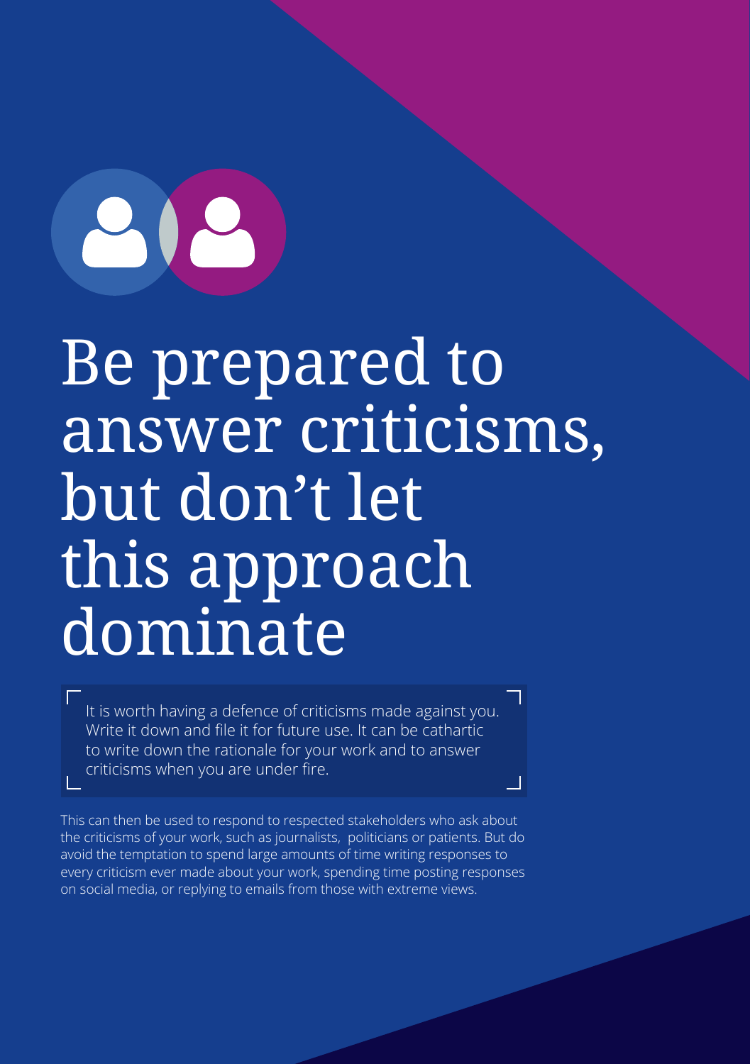# Be prepared to answer criticisms, but don't let this approach dominate

> It is worth having a defence of criticisms made against you. Write it down and file it for future use. It can be cathartic to write down the rationale for your work and to answer criticisms when you are under fire.

This can then be used to respond to respected stakeholders who ask about the criticisms of your work, such as journalists, politicians or patients. But do avoid the temptation to spend large amounts of time writing responses to every criticism ever made about your work, spending time posting responses on social media, or replying to emails from those with extreme views.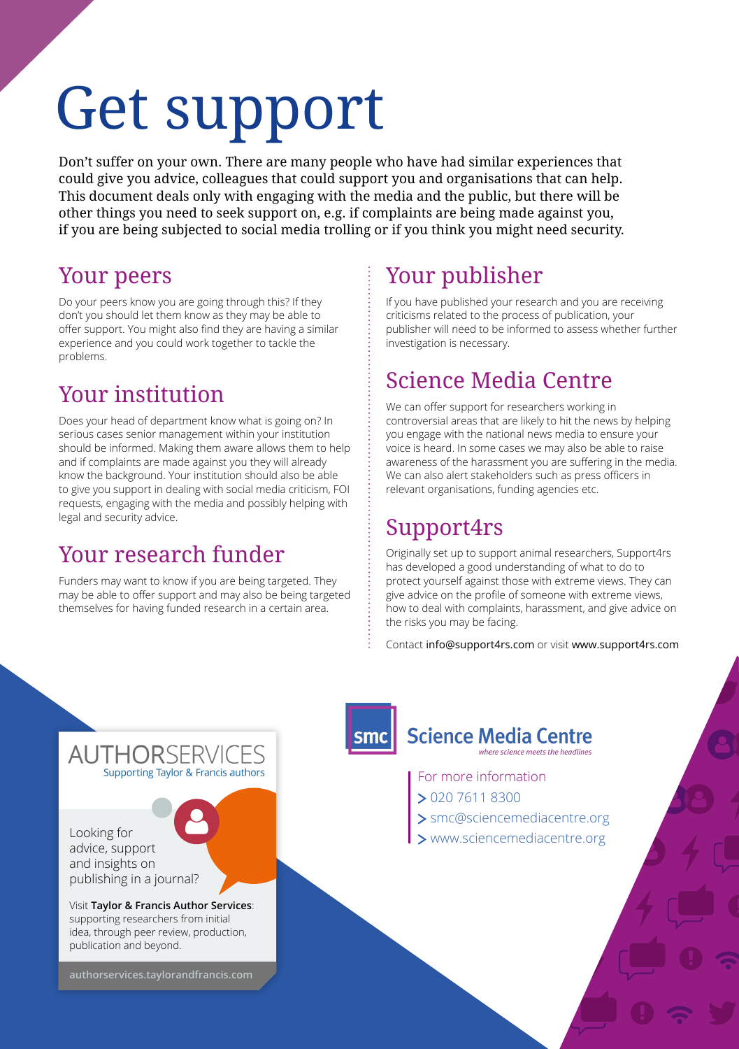# Get support

Don't suffer on your own. There are many people who have had similar experiences that could give you advice, colleagues that could support you and organisations that can help. This document deals only with engaging with the media and the public, but there will be other things you need to seek support on, e.g. if complaints are being made against you, if you are being subjected to social media trolling or if you think you might need security.

## Your peers

Do your peers know you are going through this? If they don't you should let them know as they may be able to offer support. You might also find they are having a similar experience and you could work together to tackle the problems.

## Your institution

Does your head of department know what is going on? In serious cases senior management within your institution should be informed. Making them aware allows them to help and if complaints are made against you they will already know the background. Your institution should also be able to give you support in dealing with social media criticism, FOI requests, engaging with the media and possibly helping with legal and security advice.

## Your research funder

Funders may want to know if you are being targeted. They may be able to offer support and may also be being targeted themselves for having funded research in a certain area.

## Your publisher

If you have published your research and you are receiving criticisms related to the process of publication, your publisher will need to be informed to assess whether further investigation is necessary.

## Science Media Centre

We can offer support for researchers working in controversial areas that are likely to hit the news by helping you engage with the national news media to ensure your voice is heard. In some cases we may also be able to raise awareness of the harassment you are suffering in the media. We can also alert stakeholders such as press officers in relevant organisations, funding agencies etc.

## Support4rs

Originally set up to support animal researchers, Support4rs has developed a good understanding of what to do to protect yourself against those with extreme views. They can give advice on the profile of someone with extreme views, how to deal with complaints, harassment, and give advice on the risks you may be facing.

Contact info@support4rs.com or visit www.support4rs.com

AUTHORSERVICES
Supporting Taylor & Francis authors

Looking for advice, support and insights on publishing in a journal?

Visit **Taylor & Francis Author Services**: supporting researchers from initial idea, through peer review, production, publication and beyond.

authorservices.taylorandfrancis.com

smc Science Media Centre
*where science meets the headlines*

For more information
- 020 7611 8300
- smc@sciencemediacentre.org
- www.sciencemediacentre.org